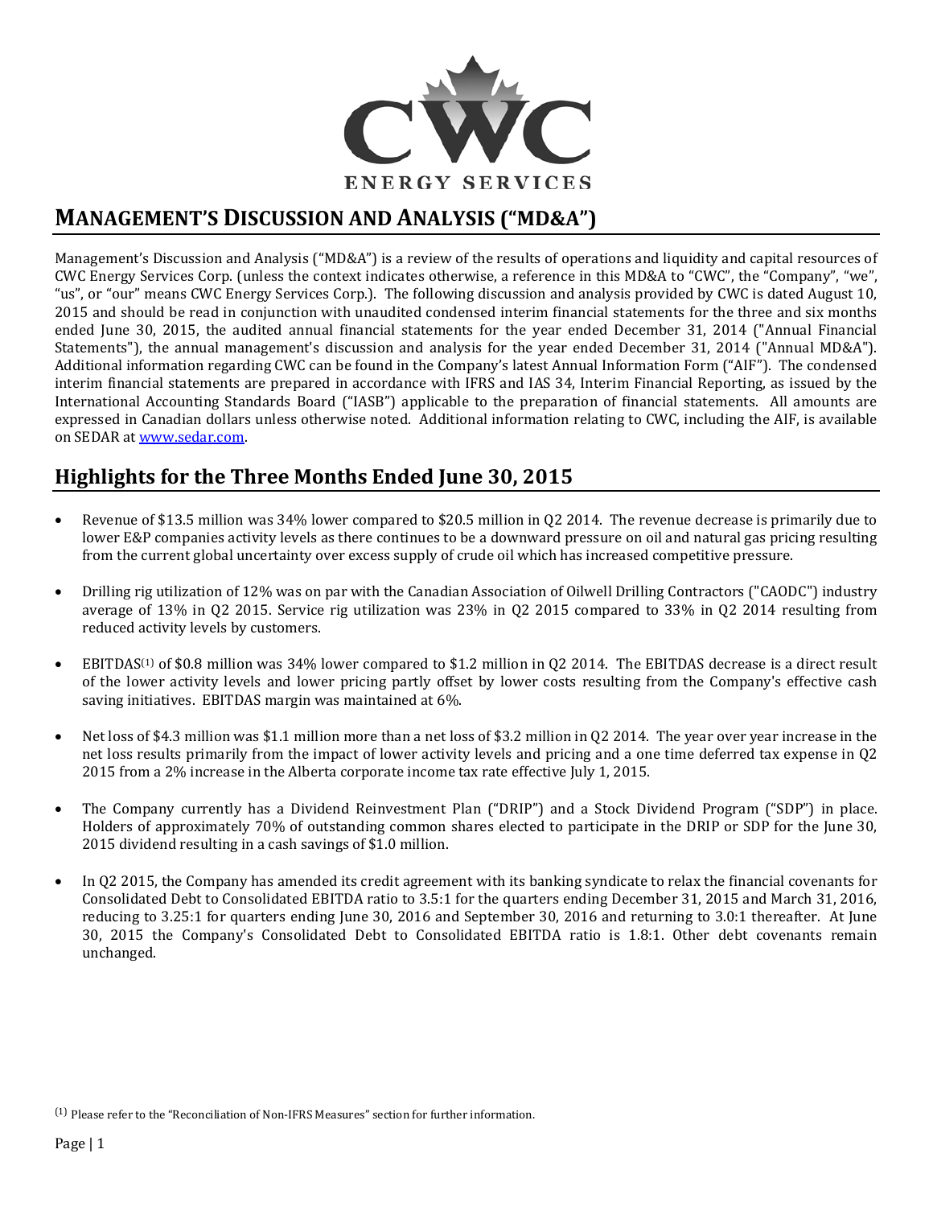# MANAGEMENT'S DISCUSSION AND ANALYSIS ("MD&A")

Management's Discussion and Analysis ("MD&A") is a review of the results of operations and liquidity and capital resources of CWC Energy Services Corp. (unless the context indicates otherwise, a reference in this MD&A to "CWC", the "Company", "we", "us", or "our" means CWC Energy Services Corp.). The following discussion and analysis provided by CWC is dated August 10, 2015 and should be read in conjunction with unaudited condensed interim financial statements for the three and six months ended June 30, 2015, the audited annual financial statements for the year ended December 31, 2014 ("Annual Financial Statements"), the annual management's discussion and analysis for the year ended December 31, 2014 ("Annual MD&A"). Additional information regarding CWC can be found in the Company's latest Annual Information Form ("AIF"). The condensed interim financial statements are prepared in accordance with IFRS and IAS 34, Interim Financial Reporting, as issued by the International Accounting Standards Board ("IASB") applicable to the preparation of financial statements. All amounts are expressed in Canadian dollars unless otherwise noted. Additional information relating to CWC, including the AIF, is available on SEDAR at www.sedar.com.

## Highlights for the Three Months Ended June 30, 2015

- Revenue of $13.5 million was 34% lower compared to $20.5 million in Q2 2014. The revenue decrease is primarily due to lower E&P companies activity levels as there continues to be a downward pressure on oil and natural gas pricing resulting from the current global uncertainty over excess supply of crude oil which has increased competitive pressure.

- Drilling rig utilization of 12% was on par with the Canadian Association of Oilwell Drilling Contractors ("CAODC") industry average of 13% in Q2 2015. Service rig utilization was 23% in Q2 2015 compared to 33% in Q2 2014 resulting from reduced activity levels by customers.

- EBITDAS[(1)] of $0.8 million was 34% lower compared to $1.2 million in Q2 2014. The EBITDAS decrease is a direct result of the lower activity levels and lower pricing partly offset by lower costs resulting from the Company's effective cash saving initiatives. EBITDAS margin was maintained at 6%.

- Net loss of $4.3 million was $1.1 million more than a net loss of $3.2 million in Q2 2014. The year over year increase in the net loss results primarily from the impact of lower activity levels and pricing and a one time deferred tax expense in Q2 2015 from a 2% increase in the Alberta corporate income tax rate effective July 1, 2015.

- The Company currently has a Dividend Reinvestment Plan ("DRIP") and a Stock Dividend Program ("SDP") in place. Holders of approximately 70% of outstanding common shares elected to participate in the DRIP or SDP for the June 30, 2015 dividend resulting in a cash savings of $1.0 million.

- In Q2 2015, the Company has amended its credit agreement with its banking syndicate to relax the financial covenants for Consolidated Debt to Consolidated EBITDA ratio to 3.5:1 for the quarters ending December 31, 2015 and March 31, 2016, reducing to 3.25:1 for quarters ending June 30, 2016 and September 30, 2016 and returning to 3.0:1 thereafter. At June 30, 2015 the Company's Consolidated Debt to Consolidated EBITDA ratio is 1.8:1. Other debt covenants remain unchanged.

(1) Please refer to the "Reconciliation of Non-IFRS Measures" section for further information.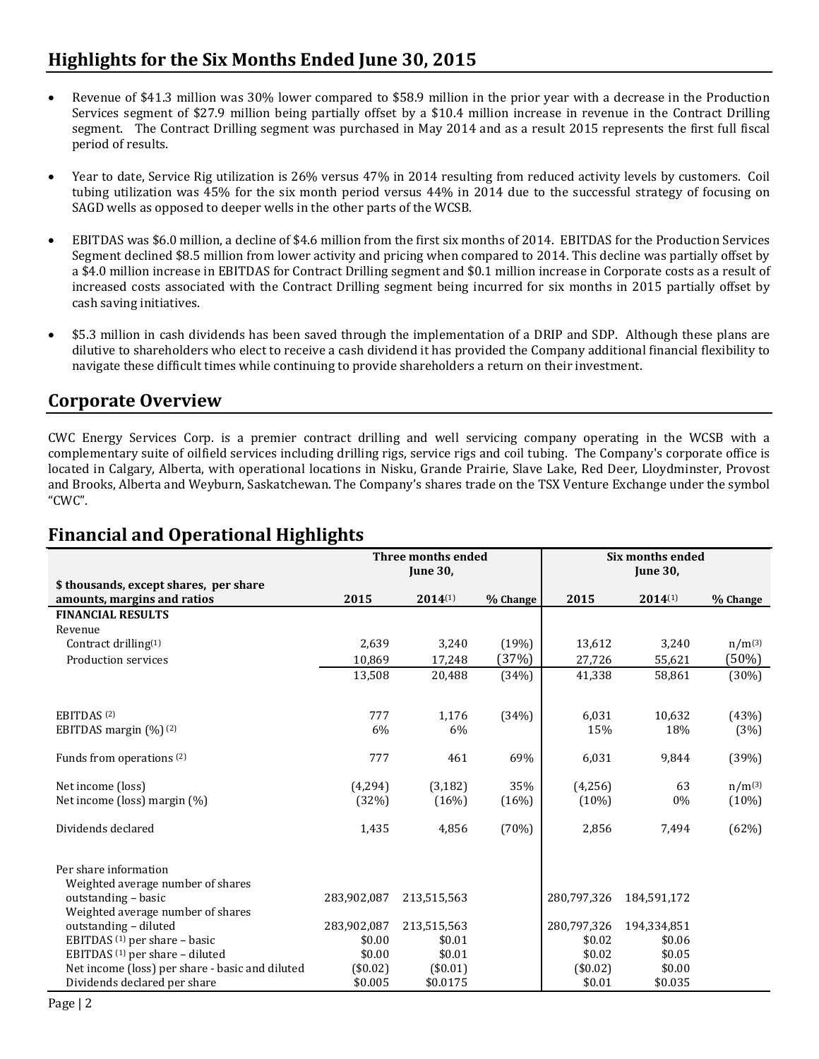## Highlights for the Six Months Ended June 30, 2015

- Revenue of $41.3 million was 30% lower compared to $58.9 million in the prior year with a decrease in the Production Services segment of $27.9 million being partially offset by a $10.4 million increase in revenue in the Contract Drilling segment. The Contract Drilling segment was purchased in May 2014 and as a result 2015 represents the first full fiscal period of results.

- Year to date, Service Rig utilization is 26% versus 47% in 2014 resulting from reduced activity levels by customers. Coil tubing utilization was 45% for the six month period versus 44% in 2014 due to the successful strategy of focusing on SAGD wells as opposed to deeper wells in the other parts of the WCSB.

- EBITDAS was $6.0 million, a decline of $4.6 million from the first six months of 2014. EBITDAS for the Production Services Segment declined $8.5 million from lower activity and pricing when compared to 2014. This decline was partially offset by a $4.0 million increase in EBITDAS for Contract Drilling segment and $0.1 million increase in Corporate costs as a result of increased costs associated with the Contract Drilling segment being incurred for six months in 2015 partially offset by cash saving initiatives.

- $5.3 million in cash dividends has been saved through the implementation of a DRIP and SDP. Although these plans are dilutive to shareholders who elect to receive a cash dividend it has provided the Company additional financial flexibility to navigate these difficult times while continuing to provide shareholders a return on their investment.

## Corporate Overview

CWC Energy Services Corp. is a premier contract drilling and well servicing company operating in the WCSB with a complementary suite of oilfield services including drilling rigs, service rigs and coil tubing. The Company's corporate office is located in Calgary, Alberta, with operational locations in Nisku, Grande Prairie, Slave Lake, Red Deer, Lloydminster, Provost and Brooks, Alberta and Weyburn, Saskatchewan. The Company's shares trade on the TSX Venture Exchange under the symbol "CWC".

## Financial and Operational Highlights

| | Three months ended June 30, | | | Six months ended June 30, | | |
|---|---|---|---|---|---|---|
| **$ thousands, except shares, per share amounts, margins and ratios** | **2015** | **2014**(1) | **% Change** | **2015** | **2014**(1) | **% Change** |
| **FINANCIAL RESULTS** | | | | | | |
| Revenue | | | | | | |
| Contract drilling(1) | 2,639 | 3,240 | (19%) | 13,612 | 3,240 | n/m(3) |
| Production services | 10,869 | 17,248 | (37%) | 27,726 | 55,621 | (50%) |
| | 13,508 | 20,488 | (34%) | 41,338 | 58,861 | (30%) |
| EBITDAS (2) | 777 | 1,176 | (34%) | 6,031 | 10,632 | (43%) |
| EBITDAS margin (%) (2) | 6% | 6% | | 15% | 18% | (3%) |
| Funds from operations (2) | 777 | 461 | 69% | 6,031 | 9,844 | (39%) |
| Net income (loss) | (4,294) | (3,182) | 35% | (4,256) | 63 | n/m(3) |
| Net income (loss) margin (%) | (32%) | (16%) | (16%) | (10%) | 0% | (10%) |
| Dividends declared | 1,435 | 4,856 | (70%) | 2,856 | 7,494 | (62%) |
| Per share information | | | | | | |
| Weighted average number of shares outstanding – basic | 283,902,087 | 213,515,563 | | 280,797,326 | 184,591,172 | |
| Weighted average number of shares outstanding – diluted | 283,902,087 | 213,515,563 | | 280,797,326 | 194,334,851 | |
| EBITDAS (1) per share – basic | $0.00 | $0.01 | | $0.02 | $0.06 | |
| EBITDAS (1) per share – diluted | $0.00 | $0.01 | | $0.02 | $0.05 | |
| Net income (loss) per share - basic and diluted | ($0.02) | ($0.01) | | ($0.02) | $0.00 | |
| Dividends declared per share | $0.005 | $0.0175 | | $0.01 | $0.035 | |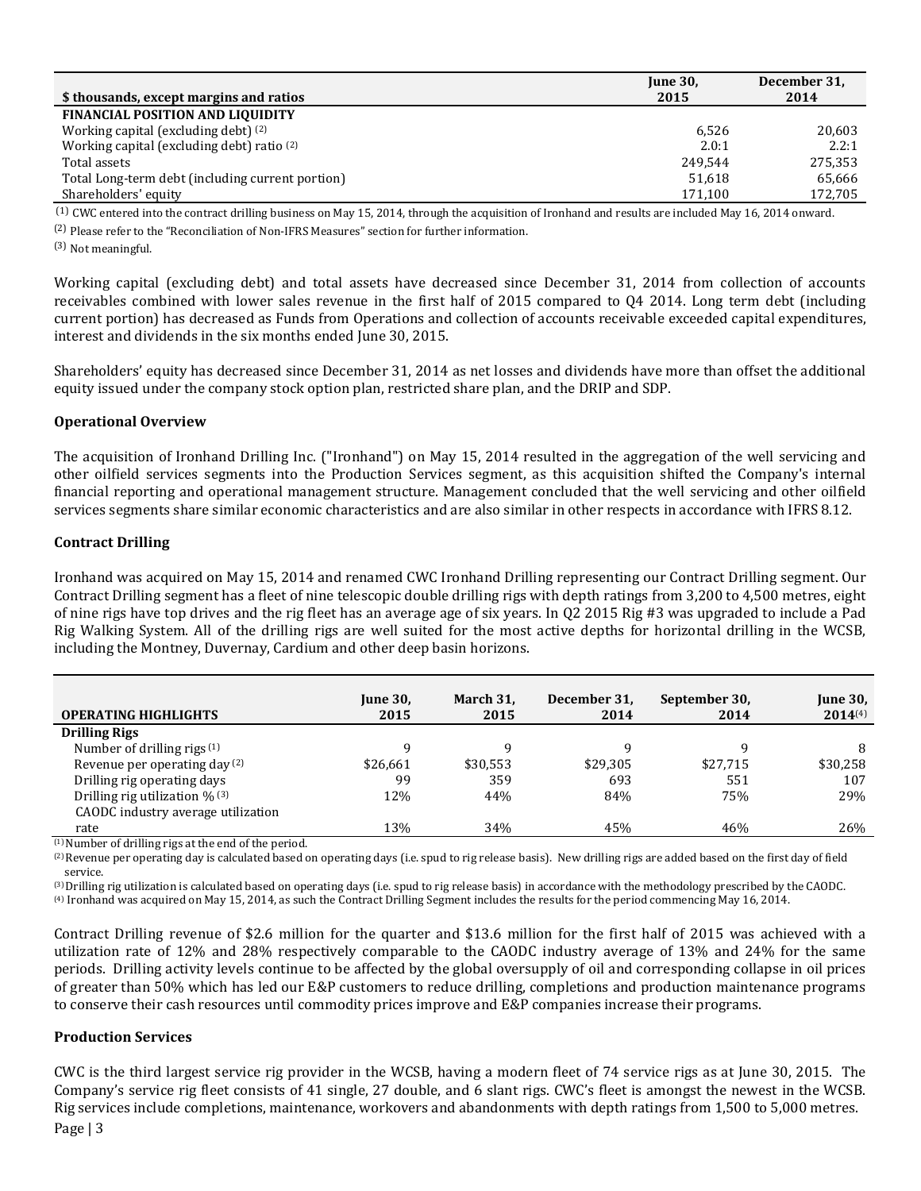| $ thousands, except margins and ratios | June 30, 2015 | December 31, 2014 |
|---|---|---|
| **FINANCIAL POSITION AND LIQUIDITY** | | |
| Working capital (excluding debt) (2) | 6,526 | 20,603 |
| Working capital (excluding debt) ratio (2) | 2.0:1 | 2.2:1 |
| Total assets | 249,544 | 275,353 |
| Total Long-term debt (including current portion) | 51,618 | 65,666 |
| Shareholders' equity | 171,100 | 172,705 |

(1) CWC entered into the contract drilling business on May 15, 2014, through the acquisition of Ironhand and results are included May 16, 2014 onward.

(2) Please refer to the "Reconciliation of Non-IFRS Measures" section for further information.

(3) Not meaningful.

Working capital (excluding debt) and total assets have decreased since December 31, 2014 from collection of accounts receivables combined with lower sales revenue in the first half of 2015 compared to Q4 2014. Long term debt (including current portion) has decreased as Funds from Operations and collection of accounts receivable exceeded capital expenditures, interest and dividends in the six months ended June 30, 2015.

Shareholders' equity has decreased since December 31, 2014 as net losses and dividends have more than offset the additional equity issued under the company stock option plan, restricted share plan, and the DRIP and SDP.

### Operational Overview

The acquisition of Ironhand Drilling Inc. ("Ironhand") on May 15, 2014 resulted in the aggregation of the well servicing and other oilfield services segments into the Production Services segment, as this acquisition shifted the Company's internal financial reporting and operational management structure. Management concluded that the well servicing and other oilfield services segments share similar economic characteristics and are also similar in other respects in accordance with IFRS 8.12.

### Contract Drilling

Ironhand was acquired on May 15, 2014 and renamed CWC Ironhand Drilling representing our Contract Drilling segment. Our Contract Drilling segment has a fleet of nine telescopic double drilling rigs with depth ratings from 3,200 to 4,500 metres, eight of nine rigs have top drives and the rig fleet has an average age of six years. In Q2 2015 Rig #3 was upgraded to include a Pad Rig Walking System. All of the drilling rigs are well suited for the most active depths for horizontal drilling in the WCSB, including the Montney, Duvernay, Cardium and other deep basin horizons.

| OPERATING HIGHLIGHTS | June 30, 2015 | March 31, 2015 | December 31, 2014 | September 30, 2014 | June 30, 2014(4) |
|---|---|---|---|---|---|
| **Drilling Rigs** | | | | | |
| Number of drilling rigs (1) | 9 | 9 | 9 | 9 | 8 |
| Revenue per operating day (2) | $26,661 | $30,553 | $29,305 | $27,715 | $30,258 |
| Drilling rig operating days | 99 | 359 | 693 | 551 | 107 |
| Drilling rig utilization % (3) | 12% | 44% | 84% | 75% | 29% |
| CAODC industry average utilization rate | 13% | 34% | 45% | 46% | 26% |

(1) Number of drilling rigs at the end of the period.

(2) Revenue per operating day is calculated based on operating days (i.e. spud to rig release basis). New drilling rigs are added based on the first day of field service.

(3) Drilling rig utilization is calculated based on operating days (i.e. spud to rig release basis) in accordance with the methodology prescribed by the CAODC.

(4) Ironhand was acquired on May 15, 2014, as such the Contract Drilling Segment includes the results for the period commencing May 16, 2014.

Contract Drilling revenue of $2.6 million for the quarter and $13.6 million for the first half of 2015 was achieved with a utilization rate of 12% and 28% respectively comparable to the CAODC industry average of 13% and 24% for the same periods. Drilling activity levels continue to be affected by the global oversupply of oil and corresponding collapse in oil prices of greater than 50% which has led our E&P customers to reduce drilling, completions and production maintenance programs to conserve their cash resources until commodity prices improve and E&P companies increase their programs.

### Production Services

CWC is the third largest service rig provider in the WCSB, having a modern fleet of 74 service rigs as at June 30, 2015. The Company's service rig fleet consists of 41 single, 27 double, and 6 slant rigs. CWC's fleet is amongst the newest in the WCSB. Rig services include completions, maintenance, workovers and abandonments with depth ratings from 1,500 to 5,000 metres.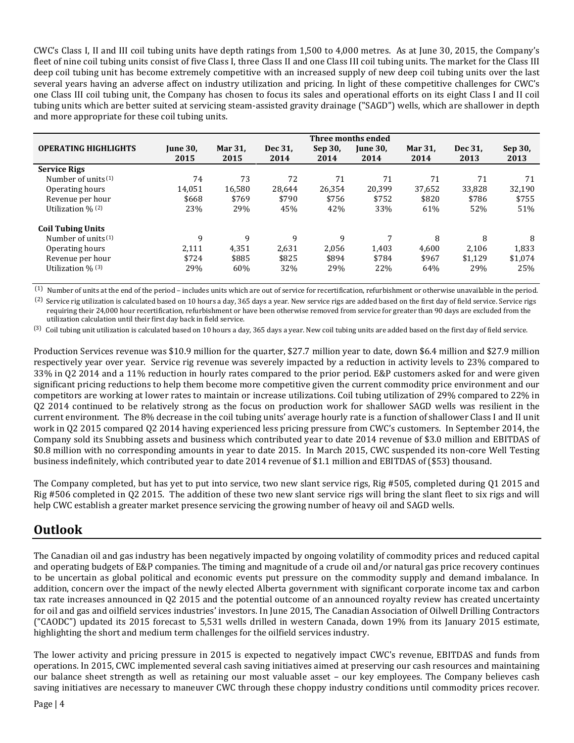CWC's Class I, II and III coil tubing units have depth ratings from 1,500 to 4,000 metres. As at June 30, 2015, the Company's fleet of nine coil tubing units consist of five Class I, three Class II and one Class III coil tubing units. The market for the Class III deep coil tubing unit has become extremely competitive with an increased supply of new deep coil tubing units over the last several years having an adverse affect on industry utilization and pricing. In light of these competitive challenges for CWC's one Class III coil tubing unit, the Company has chosen to focus its sales and operational efforts on its eight Class I and II coil tubing units which are better suited at servicing steam-assisted gravity drainage ("SAGD") wells, which are shallower in depth and more appropriate for these coil tubing units.

| | Three months ended | | | | | | | |
|---|---|---|---|---|---|---|---|---|
| **OPERATING HIGHLIGHTS** | **June 30, 2015** | **Mar 31, 2015** | **Dec 31, 2014** | **Sep 30, 2014** | **June 30, 2014** | **Mar 31, 2014** | **Dec 31, 2013** | **Sep 30, 2013** |
| **Service Rigs** | | | | | | | | |
| Number of units[(1)] | 74 | 73 | 72 | 71 | 71 | 71 | 71 | 71 |
| Operating hours | 14,051 | 16,580 | 28,644 | 26,354 | 20,399 | 37,652 | 33,828 | 32,190 |
| Revenue per hour | $668 | $769 | $790 | $756 | $752 | $820 | $786 | $755 |
| Utilization % [(2)] | 23% | 29% | 45% | 42% | 33% | 61% | 52% | 51% |
| **Coil Tubing Units** | | | | | | | | |
| Number of units[(1)] | 9 | 9 | 9 | 9 | 7 | 8 | 8 | 8 |
| Operating hours | 2,111 | 4,351 | 2,631 | 2,056 | 1,403 | 4,600 | 2,106 | 1,833 |
| Revenue per hour | $724 | $885 | $825 | $894 | $784 | $967 | $1,129 | $1,074 |
| Utilization % [(3)] | 29% | 60% | 32% | 29% | 22% | 64% | 29% | 25% |

(1) Number of units at the end of the period – includes units which are out of service for recertification, refurbishment or otherwise unavailable in the period.

(2) Service rig utilization is calculated based on 10 hours a day, 365 days a year. New service rigs are added based on the first day of field service. Service rigs requiring their 24,000 hour recertification, refurbishment or have been otherwise removed from service for greater than 90 days are excluded from the utilization calculation until their first day back in field service.

(3) Coil tubing unit utilization is calculated based on 10 hours a day, 365 days a year. New coil tubing units are added based on the first day of field service.

Production Services revenue was $10.9 million for the quarter, $27.7 million year to date, down $6.4 million and $27.9 million respectively year over year. Service rig revenue was severely impacted by a reduction in activity levels to 23% compared to 33% in Q2 2014 and a 11% reduction in hourly rates compared to the prior period. E&P customers asked for and were given significant pricing reductions to help them become more competitive given the current commodity price environment and our competitors are working at lower rates to maintain or increase utilizations. Coil tubing utilization of 29% compared to 22% in Q2 2014 continued to be relatively strong as the focus on production work for shallower SAGD wells was resilient in the current environment. The 8% decrease in the coil tubing units' average hourly rate is a function of shallower Class I and II unit work in Q2 2015 compared Q2 2014 having experienced less pricing pressure from CWC's customers. In September 2014, the Company sold its Snubbing assets and business which contributed year to date 2014 revenue of $3.0 million and EBITDAS of $0.8 million with no corresponding amounts in year to date 2015. In March 2015, CWC suspended its non-core Well Testing business indefinitely, which contributed year to date 2014 revenue of $1.1 million and EBITDAS of ($53) thousand.

The Company completed, but has yet to put into service, two new slant service rigs, Rig #505, completed during Q1 2015 and Rig #506 completed in Q2 2015. The addition of these two new slant service rigs will bring the slant fleet to six rigs and will help CWC establish a greater market presence servicing the growing number of heavy oil and SAGD wells.

# Outlook

The Canadian oil and gas industry has been negatively impacted by ongoing volatility of commodity prices and reduced capital and operating budgets of E&P companies. The timing and magnitude of a crude oil and/or natural gas price recovery continues to be uncertain as global political and economic events put pressure on the commodity supply and demand imbalance. In addition, concern over the impact of the newly elected Alberta government with significant corporate income tax and carbon tax rate increases announced in Q2 2015 and the potential outcome of an announced royalty review has created uncertainty for oil and gas and oilfield services industries' investors. In June 2015, The Canadian Association of Oilwell Drilling Contractors ("CAODC") updated its 2015 forecast to 5,531 wells drilled in western Canada, down 19% from its January 2015 estimate, highlighting the short and medium term challenges for the oilfield services industry.

The lower activity and pricing pressure in 2015 is expected to negatively impact CWC's revenue, EBITDAS and funds from operations. In 2015, CWC implemented several cash saving initiatives aimed at preserving our cash resources and maintaining our balance sheet strength as well as retaining our most valuable asset – our key employees. The Company believes cash saving initiatives are necessary to maneuver CWC through these choppy industry conditions until commodity prices recover.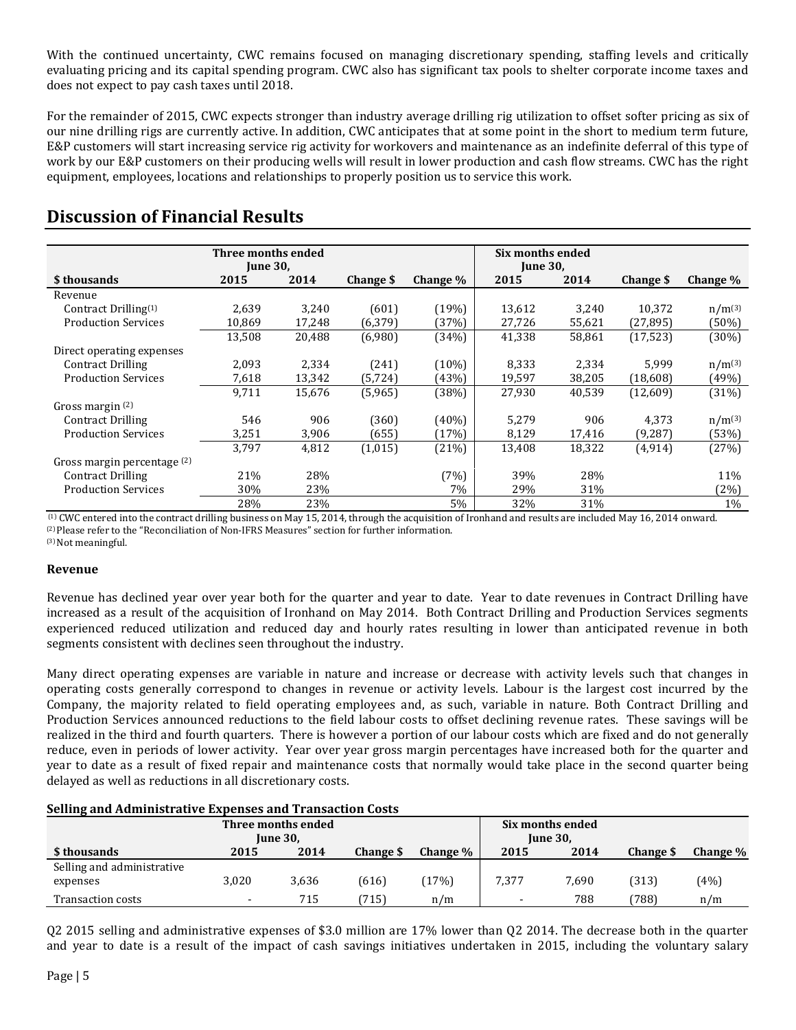With the continued uncertainty, CWC remains focused on managing discretionary spending, staffing levels and critically evaluating pricing and its capital spending program. CWC also has significant tax pools to shelter corporate income taxes and does not expect to pay cash taxes until 2018.

For the remainder of 2015, CWC expects stronger than industry average drilling rig utilization to offset softer pricing as six of our nine drilling rigs are currently active. In addition, CWC anticipates that at some point in the short to medium term future, E&P customers will start increasing service rig activity for workovers and maintenance as an indefinite deferral of this type of work by our E&P customers on their producing wells will result in lower production and cash flow streams. CWC has the right equipment, employees, locations and relationships to properly position us to service this work.

# Discussion of Financial Results

| | Three months ended June 30, | | | | Six months ended June 30, | | | |
|---|---|---|---|---|---|---|---|---|
| **$ thousands** | **2015** | **2014** | **Change $** | **Change %** | **2015** | **2014** | **Change $** | **Change %** |
| Revenue | | | | | | | | |
| Contract Drilling[1] | 2,639 | 3,240 | (601) | (19%) | 13,612 | 3,240 | 10,372 | n/m[3] |
| Production Services | 10,869 | 17,248 | (6,379) | (37%) | 27,726 | 55,621 | (27,895) | (50%) |
| | 13,508 | 20,488 | (6,980) | (34%) | 41,338 | 58,861 | (17,523) | (30%) |
| Direct operating expenses | | | | | | | | |
| Contract Drilling | 2,093 | 2,334 | (241) | (10%) | 8,333 | 2,334 | 5,999 | n/m[3] |
| Production Services | 7,618 | 13,342 | (5,724) | (43%) | 19,597 | 38,205 | (18,608) | (49%) |
| | 9,711 | 15,676 | (5,965) | (38%) | 27,930 | 40,539 | (12,609) | (31%) |
| Gross margin [2] | | | | | | | | |
| Contract Drilling | 546 | 906 | (360) | (40%) | 5,279 | 906 | 4,373 | n/m[3] |
| Production Services | 3,251 | 3,906 | (655) | (17%) | 8,129 | 17,416 | (9,287) | (53%) |
| | 3,797 | 4,812 | (1,015) | (21%) | 13,408 | 18,322 | (4,914) | (27%) |
| Gross margin percentage [2] | | | | | | | | |
| Contract Drilling | 21% | 28% | | (7%) | 39% | 28% | | 11% |
| Production Services | 30% | 23% | | 7% | 29% | 31% | | (2%) |
| | 28% | 23% | | 5% | 32% | 31% | | 1% |

[1] CWC entered into the contract drilling business on May 15, 2014, through the acquisition of Ironhand and results are included May 16, 2014 onward.
[2] Please refer to the "Reconciliation of Non-IFRS Measures" section for further information.
[3] Not meaningful.

### Revenue

Revenue has declined year over year both for the quarter and year to date. Year to date revenues in Contract Drilling have increased as a result of the acquisition of Ironhand on May 2014. Both Contract Drilling and Production Services segments experienced reduced utilization and reduced day and hourly rates resulting in lower than anticipated revenue in both segments consistent with declines seen throughout the industry.

Many direct operating expenses are variable in nature and increase or decrease with activity levels such that changes in operating costs generally correspond to changes in revenue or activity levels. Labour is the largest cost incurred by the Company, the majority related to field operating employees and, as such, variable in nature. Both Contract Drilling and Production Services announced reductions to the field labour costs to offset declining revenue rates. These savings will be realized in the third and fourth quarters. There is however a portion of our labour costs which are fixed and do not generally reduce, even in periods of lower activity. Year over year gross margin percentages have increased both for the quarter and year to date as a result of fixed repair and maintenance costs that normally would take place in the second quarter being delayed as well as reductions in all discretionary costs.

### Selling and Administrative Expenses and Transaction Costs

| | Three months ended June 30, | | | | Six months ended June 30, | | | |
|---|---|---|---|---|---|---|---|---|
| **$ thousands** | **2015** | **2014** | **Change $** | **Change %** | **2015** | **2014** | **Change $** | **Change %** |
| Selling and administrative expenses | 3,020 | 3,636 | (616) | (17%) | 7,377 | 7,690 | (313) | (4%) |
| Transaction costs | - | 715 | (715) | n/m | - | 788 | (788) | n/m |

Q2 2015 selling and administrative expenses of $3.0 million are 17% lower than Q2 2014. The decrease both in the quarter and year to date is a result of the impact of cash savings initiatives undertaken in 2015, including the voluntary salary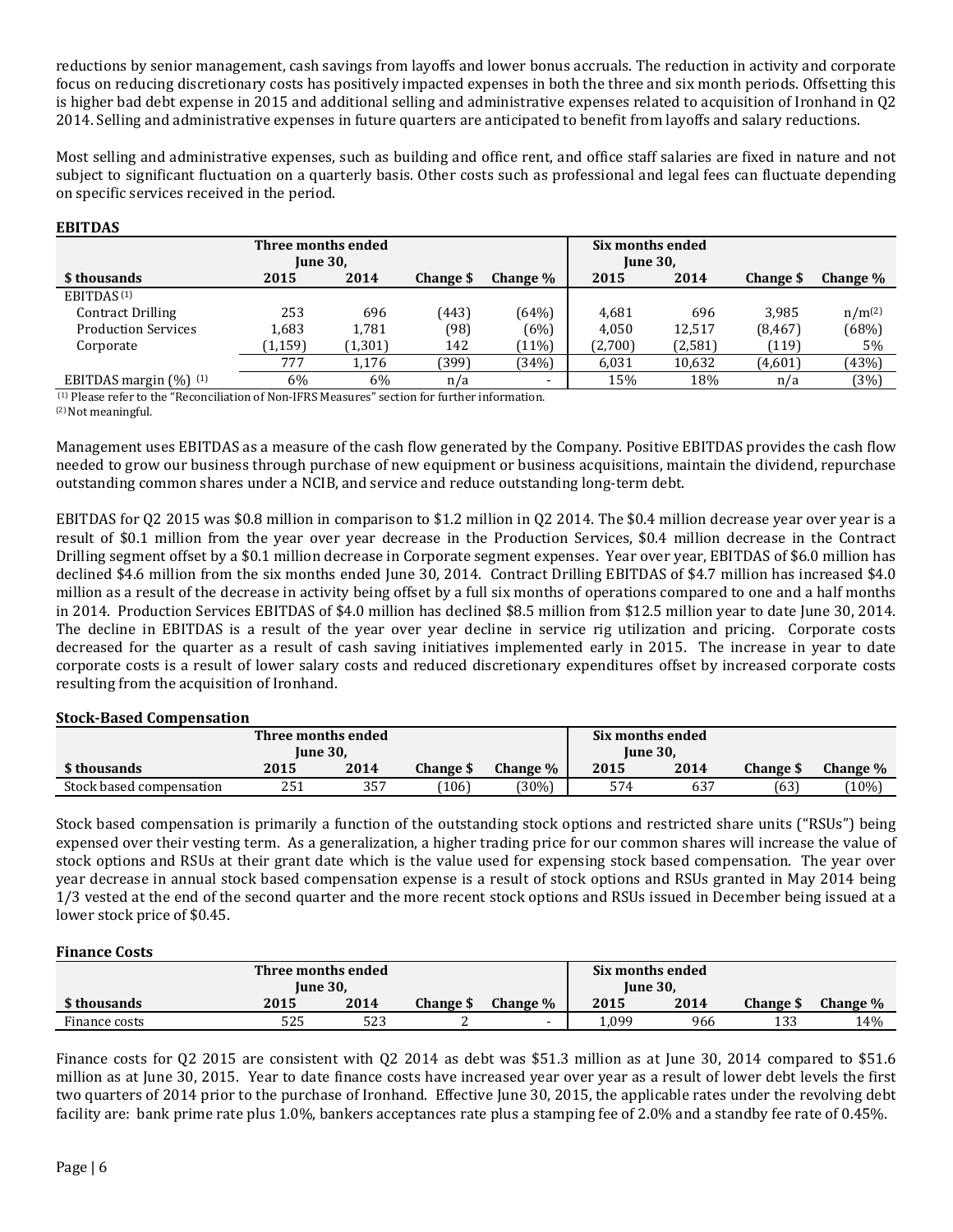reductions by senior management, cash savings from layoffs and lower bonus accruals. The reduction in activity and corporate focus on reducing discretionary costs has positively impacted expenses in both the three and six month periods. Offsetting this is higher bad debt expense in 2015 and additional selling and administrative expenses related to acquisition of Ironhand in Q2 2014. Selling and administrative expenses in future quarters are anticipated to benefit from layoffs and salary reductions.

Most selling and administrative expenses, such as building and office rent, and office staff salaries are fixed in nature and not subject to significant fluctuation on a quarterly basis. Other costs such as professional and legal fees can fluctuate depending on specific services received in the period.

**EBITDAS**

| | Three months ended June 30, | | | | Six months ended June 30, | | | |
|---|---|---|---|---|---|---|---|---|
| **$ thousands** | **2015** | **2014** | **Change $** | **Change %** | **2015** | **2014** | **Change $** | **Change %** |
| EBITDAS [(1)] | | | | | | | | |
| Contract Drilling | 253 | 696 | (443) | (64%) | 4,681 | 696 | 3,985 | n/m[(2)] |
| Production Services | 1,683 | 1,781 | (98) | (6%) | 4,050 | 12,517 | (8,467) | (68%) |
| Corporate | (1,159) | (1,301) | 142 | (11%) | (2,700) | (2,581) | (119) | 5% |
| | 777 | 1,176 | (399) | (34%) | 6,031 | 10,632 | (4,601) | (43%) |
| EBITDAS margin (%) [(1)] | 6% | 6% | n/a | - | 15% | 18% | n/a | (3%) |

[(1)] Please refer to the "Reconciliation of Non-IFRS Measures" section for further information.
[(2)] Not meaningful.

Management uses EBITDAS as a measure of the cash flow generated by the Company. Positive EBITDAS provides the cash flow needed to grow our business through purchase of new equipment or business acquisitions, maintain the dividend, repurchase outstanding common shares under a NCIB, and service and reduce outstanding long-term debt.

EBITDAS for Q2 2015 was $0.8 million in comparison to $1.2 million in Q2 2014. The $0.4 million decrease year over year is a result of $0.1 million from the year over year decrease in the Production Services, $0.4 million decrease in the Contract Drilling segment offset by a $0.1 million decrease in Corporate segment expenses. Year over year, EBITDAS of $6.0 million has declined $4.6 million from the six months ended June 30, 2014. Contract Drilling EBITDAS of $4.7 million has increased $4.0 million as a result of the decrease in activity being offset by a full six months of operations compared to one and a half months in 2014. Production Services EBITDAS of $4.0 million has declined $8.5 million from $12.5 million year to date June 30, 2014. The decline in EBITDAS is a result of the year over year decline in service rig utilization and pricing. Corporate costs decreased for the quarter as a result of cash saving initiatives implemented early in 2015. The increase in year to date corporate costs is a result of lower salary costs and reduced discretionary expenditures offset by increased corporate costs resulting from the acquisition of Ironhand.

**Stock-Based Compensation**

| | Three months ended June 30, | | | | Six months ended June 30, | | | |
|---|---|---|---|---|---|---|---|---|
| **$ thousands** | **2015** | **2014** | **Change $** | **Change %** | **2015** | **2014** | **Change $** | **Change %** |
| Stock based compensation | 251 | 357 | (106) | (30%) | 574 | 637 | (63) | (10%) |

Stock based compensation is primarily a function of the outstanding stock options and restricted share units ("RSUs") being expensed over their vesting term. As a generalization, a higher trading price for our common shares will increase the value of stock options and RSUs at their grant date which is the value used for expensing stock based compensation. The year over year decrease in annual stock based compensation expense is a result of stock options and RSUs granted in May 2014 being 1/3 vested at the end of the second quarter and the more recent stock options and RSUs issued in December being issued at a lower stock price of $0.45.

**Finance Costs**

| | Three months ended June 30, | | | | Six months ended June 30, | | | |
|---|---|---|---|---|---|---|---|---|
| **$ thousands** | **2015** | **2014** | **Change $** | **Change %** | **2015** | **2014** | **Change $** | **Change %** |
| Finance costs | 525 | 523 | 2 | - | 1,099 | 966 | 133 | 14% |

Finance costs for Q2 2015 are consistent with Q2 2014 as debt was $51.3 million as at June 30, 2014 compared to $51.6 million as at June 30, 2015. Year to date finance costs have increased year over year as a result of lower debt levels the first two quarters of 2014 prior to the purchase of Ironhand. Effective June 30, 2015, the applicable rates under the revolving debt facility are: bank prime rate plus 1.0%, bankers acceptances rate plus a stamping fee of 2.0% and a standby fee rate of 0.45%.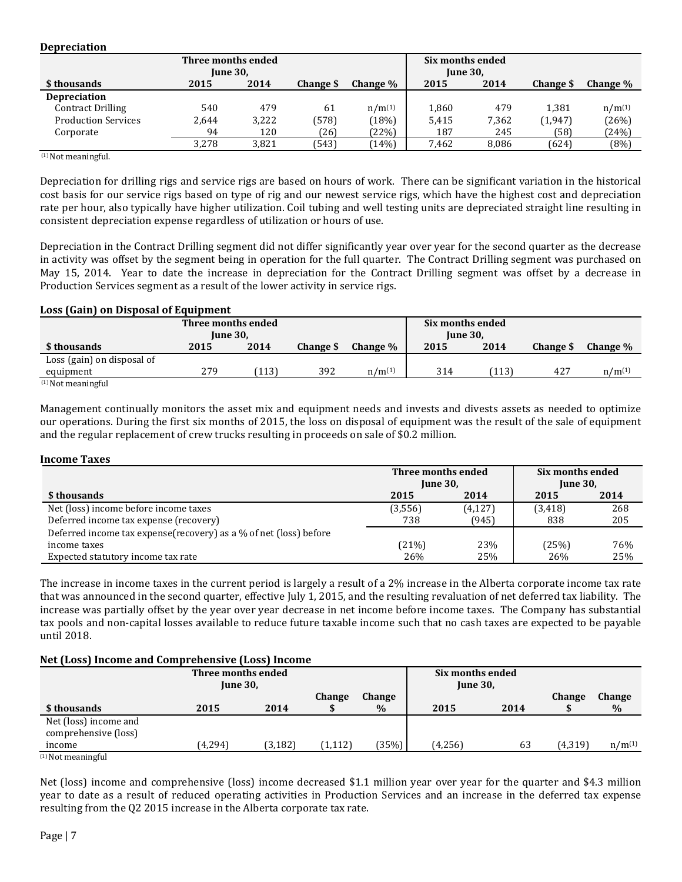### Depreciation

| $ thousands | Three months ended June 30, 2015 | 2014 | Change $ | Change % | Six months ended June 30, 2015 | 2014 | Change $ | Change % |
|---|---|---|---|---|---|---|---|---|
| **Depreciation** | | | | | | | | |
| Contract Drilling | 540 | 479 | 61 | n/m[(1)] | 1,860 | 479 | 1,381 | n/m[(1)] |
| Production Services | 2,644 | 3,222 | (578) | (18%) | 5,415 | 7,362 | (1,947) | (26%) |
| Corporate | 94 | 120 | (26) | (22%) | 187 | 245 | (58) | (24%) |
| | 3,278 | 3,821 | (543) | (14%) | 7,462 | 8,086 | (624) | (8%) |

(1) Not meaningful.

Depreciation for drilling rigs and service rigs are based on hours of work. There can be significant variation in the historical cost basis for our service rigs based on type of rig and our newest service rigs, which have the highest cost and depreciation rate per hour, also typically have higher utilization. Coil tubing and well testing units are depreciated straight line resulting in consistent depreciation expense regardless of utilization or hours of use.

Depreciation in the Contract Drilling segment did not differ significantly year over year for the second quarter as the decrease in activity was offset by the segment being in operation for the full quarter. The Contract Drilling segment was purchased on May 15, 2014. Year to date the increase in depreciation for the Contract Drilling segment was offset by a decrease in Production Services segment as a result of the lower activity in service rigs.

### Loss (Gain) on Disposal of Equipment

| $ thousands | Three months ended June 30, 2015 | 2014 | Change $ | Change % | Six months ended June 30, 2015 | 2014 | Change $ | Change % |
|---|---|---|---|---|---|---|---|---|
| Loss (gain) on disposal of equipment | 279 | (113) | 392 | n/m[(1)] | 314 | (113) | 427 | n/m[(1)] |

(1) Not meaningful

Management continually monitors the asset mix and equipment needs and invests and divests assets as needed to optimize our operations. During the first six months of 2015, the loss on disposal of equipment was the result of the sale of equipment and the regular replacement of crew trucks resulting in proceeds on sale of $0.2 million.

### Income Taxes

| $ thousands | Three months ended June 30, 2015 | 2014 | Six months ended June 30, 2015 | 2014 |
|---|---|---|---|---|
| Net (loss) income before income taxes | (3,556) | (4,127) | (3,418) | 268 |
| Deferred income tax expense (recovery) | 738 | (945) | 838 | 205 |
| Deferred income tax expense(recovery) as a % of net (loss) before income taxes | (21%) | 23% | (25%) | 76% |
| Expected statutory income tax rate | 26% | 25% | 26% | 25% |

The increase in income taxes in the current period is largely a result of a 2% increase in the Alberta corporate income tax rate that was announced in the second quarter, effective July 1, 2015, and the resulting revaluation of net deferred tax liability. The increase was partially offset by the year over year decrease in net income before income taxes. The Company has substantial tax pools and non-capital losses available to reduce future taxable income such that no cash taxes are expected to be payable until 2018.

### Net (Loss) Income and Comprehensive (Loss) Income

| $ thousands | Three months ended June 30, 2015 | 2014 | Change $ | Change % | Six months ended June 30, 2015 | 2014 | Change $ | Change % |
|---|---|---|---|---|---|---|---|---|
| Net (loss) income and comprehensive (loss) income | (4,294) | (3,182) | (1,112) | (35%) | (4,256) | 63 | (4,319) | n/m[(1)] |

(1) Not meaningful

Net (loss) income and comprehensive (loss) income decreased $1.1 million year over year for the quarter and $4.3 million year to date as a result of reduced operating activities in Production Services and an increase in the deferred tax expense resulting from the Q2 2015 increase in the Alberta corporate tax rate.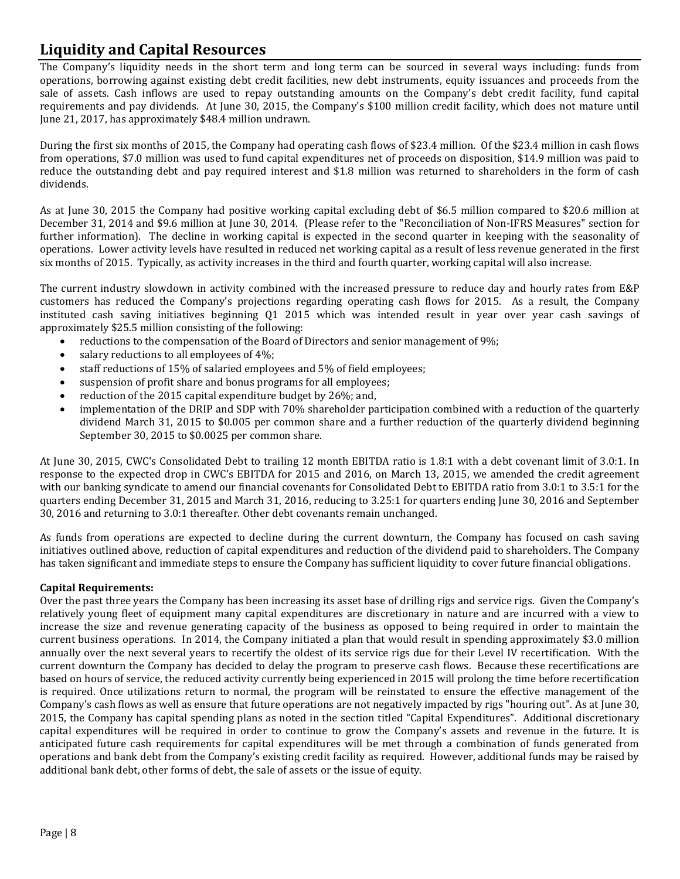# Liquidity and Capital Resources

The Company's liquidity needs in the short term and long term can be sourced in several ways including: funds from operations, borrowing against existing debt credit facilities, new debt instruments, equity issuances and proceeds from the sale of assets. Cash inflows are used to repay outstanding amounts on the Company's debt credit facility, fund capital requirements and pay dividends. At June 30, 2015, the Company's $100 million credit facility, which does not mature until June 21, 2017, has approximately $48.4 million undrawn.

During the first six months of 2015, the Company had operating cash flows of $23.4 million. Of the $23.4 million in cash flows from operations, $7.0 million was used to fund capital expenditures net of proceeds on disposition, $14.9 million was paid to reduce the outstanding debt and pay required interest and $1.8 million was returned to shareholders in the form of cash dividends.

As at June 30, 2015 the Company had positive working capital excluding debt of $6.5 million compared to $20.6 million at December 31, 2014 and $9.6 million at June 30, 2014. (Please refer to the "Reconciliation of Non-IFRS Measures" section for further information). The decline in working capital is expected in the second quarter in keeping with the seasonality of operations. Lower activity levels have resulted in reduced net working capital as a result of less revenue generated in the first six months of 2015. Typically, as activity increases in the third and fourth quarter, working capital will also increase.

The current industry slowdown in activity combined with the increased pressure to reduce day and hourly rates from E&P customers has reduced the Company's projections regarding operating cash flows for 2015. As a result, the Company instituted cash saving initiatives beginning Q1 2015 which was intended result in year over year cash savings of approximately $25.5 million consisting of the following:

- reductions to the compensation of the Board of Directors and senior management of 9%;
- salary reductions to all employees of 4%;
- staff reductions of 15% of salaried employees and 5% of field employees;
- suspension of profit share and bonus programs for all employees;
- reduction of the 2015 capital expenditure budget by 26%; and,
- implementation of the DRIP and SDP with 70% shareholder participation combined with a reduction of the quarterly dividend March 31, 2015 to $0.005 per common share and a further reduction of the quarterly dividend beginning September 30, 2015 to $0.0025 per common share.

At June 30, 2015, CWC's Consolidated Debt to trailing 12 month EBITDA ratio is 1.8:1 with a debt covenant limit of 3.0:1. In response to the expected drop in CWC's EBITDA for 2015 and 2016, on March 13, 2015, we amended the credit agreement with our banking syndicate to amend our financial covenants for Consolidated Debt to EBITDA ratio from 3.0:1 to 3.5:1 for the quarters ending December 31, 2015 and March 31, 2016, reducing to 3.25:1 for quarters ending June 30, 2016 and September 30, 2016 and returning to 3.0:1 thereafter. Other debt covenants remain unchanged.

As funds from operations are expected to decline during the current downturn, the Company has focused on cash saving initiatives outlined above, reduction of capital expenditures and reduction of the dividend paid to shareholders. The Company has taken significant and immediate steps to ensure the Company has sufficient liquidity to cover future financial obligations.

**Capital Requirements:**

Over the past three years the Company has been increasing its asset base of drilling rigs and service rigs. Given the Company's relatively young fleet of equipment many capital expenditures are discretionary in nature and are incurred with a view to increase the size and revenue generating capacity of the business as opposed to being required in order to maintain the current business operations. In 2014, the Company initiated a plan that would result in spending approximately $3.0 million annually over the next several years to recertify the oldest of its service rigs due for their Level IV recertification. With the current downturn the Company has decided to delay the program to preserve cash flows. Because these recertifications are based on hours of service, the reduced activity currently being experienced in 2015 will prolong the time before recertification is required. Once utilizations return to normal, the program will be reinstated to ensure the effective management of the Company's cash flows as well as ensure that future operations are not negatively impacted by rigs "houring out". As at June 30, 2015, the Company has capital spending plans as noted in the section titled "Capital Expenditures". Additional discretionary capital expenditures will be required in order to continue to grow the Company's assets and revenue in the future. It is anticipated future cash requirements for capital expenditures will be met through a combination of funds generated from operations and bank debt from the Company's existing credit facility as required. However, additional funds may be raised by additional bank debt, other forms of debt, the sale of assets or the issue of equity.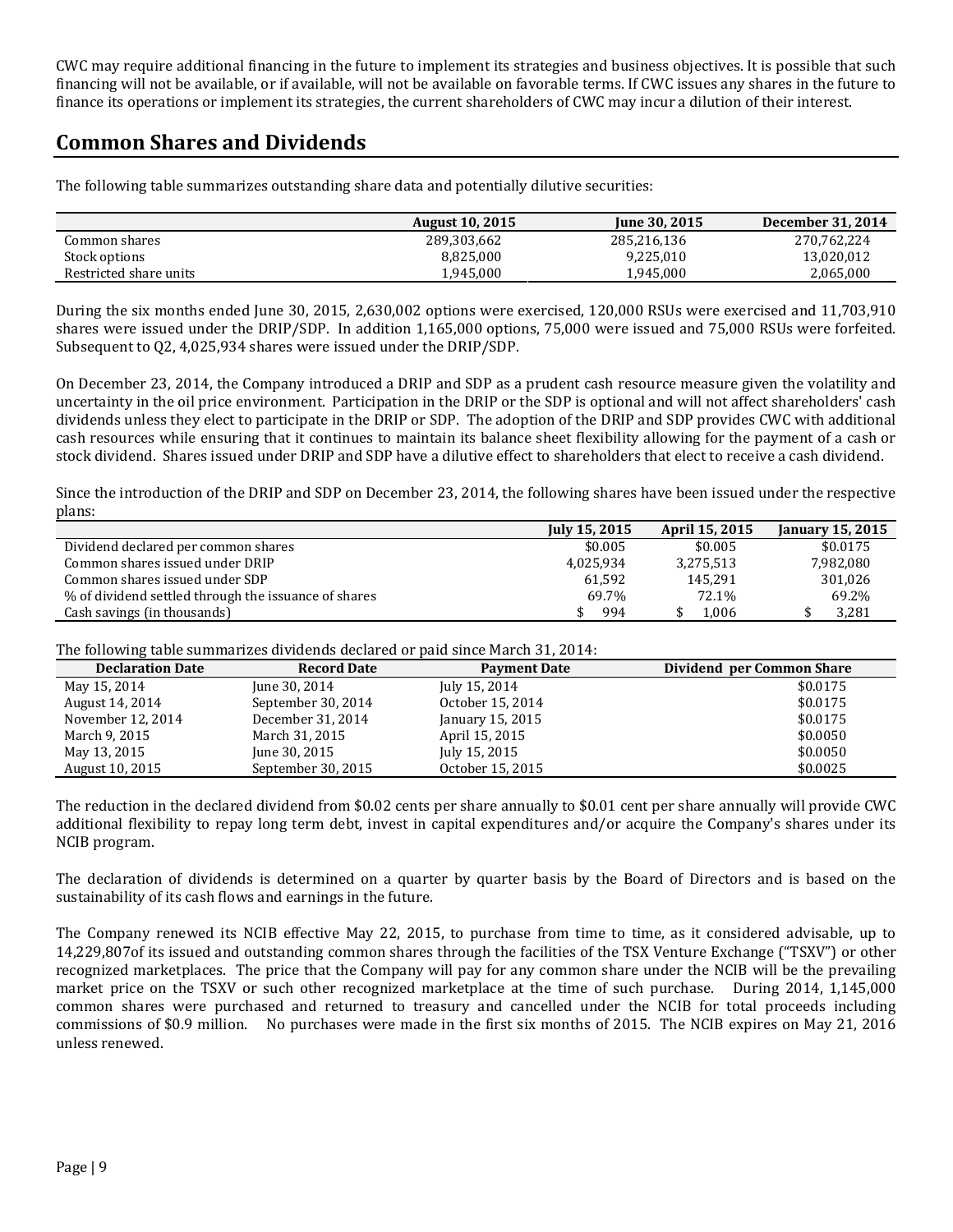CWC may require additional financing in the future to implement its strategies and business objectives. It is possible that such financing will not be available, or if available, will not be available on favorable terms. If CWC issues any shares in the future to finance its operations or implement its strategies, the current shareholders of CWC may incur a dilution of their interest.

## Common Shares and Dividends

The following table summarizes outstanding share data and potentially dilutive securities:

| | August 10, 2015 | June 30, 2015 | December 31, 2014 |
|---|---|---|---|
| Common shares | 289,303,662 | 285,216,136 | 270,762,224 |
| Stock options | 8,825,000 | 9,225,010 | 13,020,012 |
| Restricted share units | 1,945,000 | 1,945,000 | 2,065,000 |

During the six months ended June 30, 2015, 2,630,002 options were exercised, 120,000 RSUs were exercised and 11,703,910 shares were issued under the DRIP/SDP. In addition 1,165,000 options, 75,000 were issued and 75,000 RSUs were forfeited. Subsequent to Q2, 4,025,934 shares were issued under the DRIP/SDP.

On December 23, 2014, the Company introduced a DRIP and SDP as a prudent cash resource measure given the volatility and uncertainty in the oil price environment. Participation in the DRIP or the SDP is optional and will not affect shareholders' cash dividends unless they elect to participate in the DRIP or SDP. The adoption of the DRIP and SDP provides CWC with additional cash resources while ensuring that it continues to maintain its balance sheet flexibility allowing for the payment of a cash or stock dividend. Shares issued under DRIP and SDP have a dilutive effect to shareholders that elect to receive a cash dividend.

Since the introduction of the DRIP and SDP on December 23, 2014, the following shares have been issued under the respective plans:

| | July 15, 2015 | April 15, 2015 | January 15, 2015 |
|---|---|---|---|
| Dividend declared per common shares | $0.005 | $0.005 | $0.0175 |
| Common shares issued under DRIP | 4,025,934 | 3,275,513 | 7,982,080 |
| Common shares issued under SDP | 61,592 | 145,291 | 301,026 |
| % of dividend settled through the issuance of shares | 69.7% | 72.1% | 69.2% |
| Cash savings (in thousands) | $ 994 | $ 1,006 | $ 3,281 |

The following table summarizes dividends declared or paid since March 31, 2014:

| Declaration Date | Record Date | Payment Date | Dividend per Common Share |
|---|---|---|---|
| May 15, 2014 | June 30, 2014 | July 15, 2014 | $0.0175 |
| August 14, 2014 | September 30, 2014 | October 15, 2014 | $0.0175 |
| November 12, 2014 | December 31, 2014 | January 15, 2015 | $0.0175 |
| March 9, 2015 | March 31, 2015 | April 15, 2015 | $0.0050 |
| May 13, 2015 | June 30, 2015 | July 15, 2015 | $0.0050 |
| August 10, 2015 | September 30, 2015 | October 15, 2015 | $0.0025 |

The reduction in the declared dividend from $0.02 cents per share annually to $0.01 cent per share annually will provide CWC additional flexibility to repay long term debt, invest in capital expenditures and/or acquire the Company's shares under its NCIB program.

The declaration of dividends is determined on a quarter by quarter basis by the Board of Directors and is based on the sustainability of its cash flows and earnings in the future.

The Company renewed its NCIB effective May 22, 2015, to purchase from time to time, as it considered advisable, up to 14,229,807of its issued and outstanding common shares through the facilities of the TSX Venture Exchange ("TSXV") or other recognized marketplaces. The price that the Company will pay for any common share under the NCIB will be the prevailing market price on the TSXV or such other recognized marketplace at the time of such purchase. During 2014, 1,145,000 common shares were purchased and returned to treasury and cancelled under the NCIB for total proceeds including commissions of $0.9 million. No purchases were made in the first six months of 2015. The NCIB expires on May 21, 2016 unless renewed.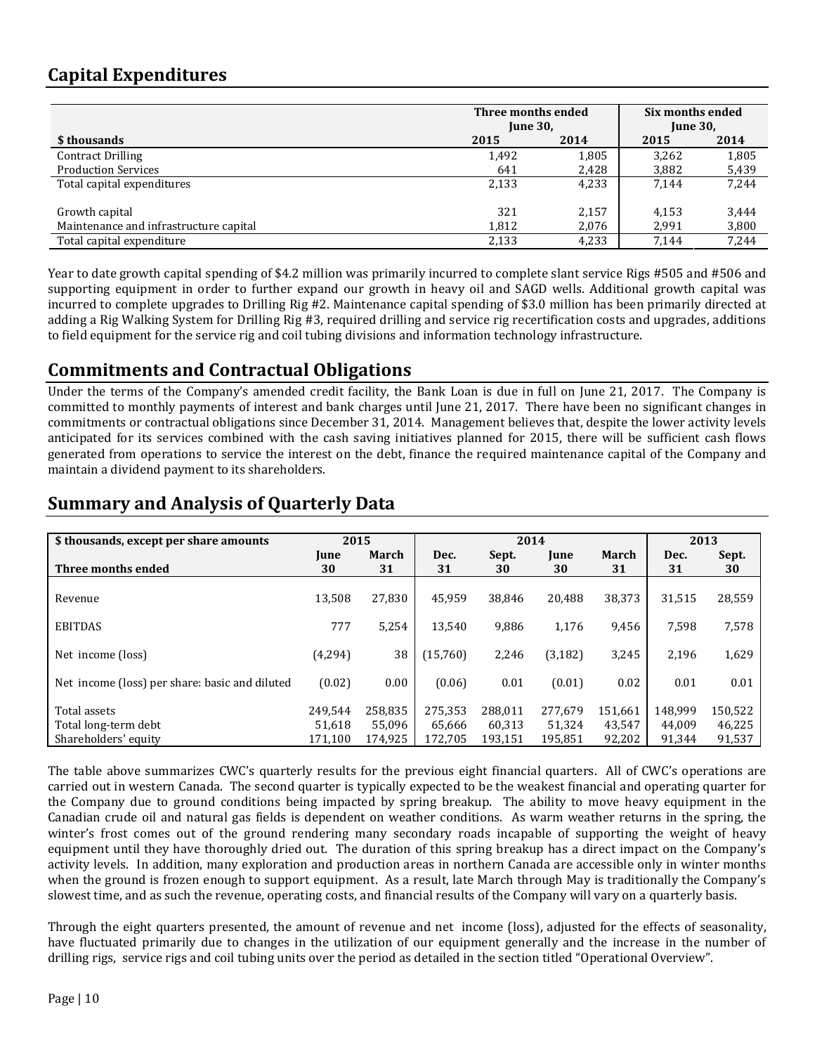## Capital Expenditures

| $ thousands | Three months ended June 30, | | Six months ended June 30, | |
|---|---|---|---|---|
| | 2015 | 2014 | 2015 | 2014 |
| Contract Drilling | 1,492 | 1,805 | 3,262 | 1,805 |
| Production Services | 641 | 2,428 | 3,882 | 5,439 |
| Total capital expenditures | 2,133 | 4,233 | 7,144 | 7,244 |
| | | | | |
| Growth capital | 321 | 2,157 | 4,153 | 3,444 |
| Maintenance and infrastructure capital | 1,812 | 2,076 | 2,991 | 3,800 |
| Total capital expenditure | 2,133 | 4,233 | 7,144 | 7,244 |

Year to date growth capital spending of $4.2 million was primarily incurred to complete slant service Rigs #505 and #506 and supporting equipment in order to further expand our growth in heavy oil and SAGD wells. Additional growth capital was incurred to complete upgrades to Drilling Rig #2. Maintenance capital spending of $3.0 million has been primarily directed at adding a Rig Walking System for Drilling Rig #3, required drilling and service rig recertification costs and upgrades, additions to field equipment for the service rig and coil tubing divisions and information technology infrastructure.

## Commitments and Contractual Obligations

Under the terms of the Company's amended credit facility, the Bank Loan is due in full on June 21, 2017. The Company is committed to monthly payments of interest and bank charges until June 21, 2017. There have been no significant changes in commitments or contractual obligations since December 31, 2014. Management believes that, despite the lower activity levels anticipated for its services combined with the cash saving initiatives planned for 2015, there will be sufficient cash flows generated from operations to service the interest on the debt, finance the required maintenance capital of the Company and maintain a dividend payment to its shareholders.

## Summary and Analysis of Quarterly Data

| $ thousands, except per share amounts | 2015 | | 2014 | | | | 2013 | |
|---|---|---|---|---|---|---|---|---|
| Three months ended | June 30 | March 31 | Dec. 31 | Sept. 30 | June 30 | March 31 | Dec. 31 | Sept. 30 |
| Revenue | 13,508 | 27,830 | 45,959 | 38,846 | 20,488 | 38,373 | 31,515 | 28,559 |
| EBITDAS | 777 | 5,254 | 13,540 | 9,886 | 1,176 | 9,456 | 7,598 | 7,578 |
| Net income (loss) | (4,294) | 38 | (15,760) | 2,246 | (3,182) | 3,245 | 2,196 | 1,629 |
| Net income (loss) per share: basic and diluted | (0.02) | 0.00 | (0.06) | 0.01 | (0.01) | 0.02 | 0.01 | 0.01 |
| Total assets | 249,544 | 258,835 | 275,353 | 288,011 | 277,679 | 151,661 | 148,999 | 150,522 |
| Total long-term debt | 51,618 | 55,096 | 65,666 | 60,313 | 51,324 | 43,547 | 44,009 | 46,225 |
| Shareholders' equity | 171,100 | 174,925 | 172,705 | 193,151 | 195,851 | 92,202 | 91,344 | 91,537 |

The table above summarizes CWC's quarterly results for the previous eight financial quarters. All of CWC's operations are carried out in western Canada. The second quarter is typically expected to be the weakest financial and operating quarter for the Company due to ground conditions being impacted by spring breakup. The ability to move heavy equipment in the Canadian crude oil and natural gas fields is dependent on weather conditions. As warm weather returns in the spring, the winter's frost comes out of the ground rendering many secondary roads incapable of supporting the weight of heavy equipment until they have thoroughly dried out. The duration of this spring breakup has a direct impact on the Company's activity levels. In addition, many exploration and production areas in northern Canada are accessible only in winter months when the ground is frozen enough to support equipment. As a result, late March through May is traditionally the Company's slowest time, and as such the revenue, operating costs, and financial results of the Company will vary on a quarterly basis.

Through the eight quarters presented, the amount of revenue and net income (loss), adjusted for the effects of seasonality, have fluctuated primarily due to changes in the utilization of our equipment generally and the increase in the number of drilling rigs, service rigs and coil tubing units over the period as detailed in the section titled "Operational Overview".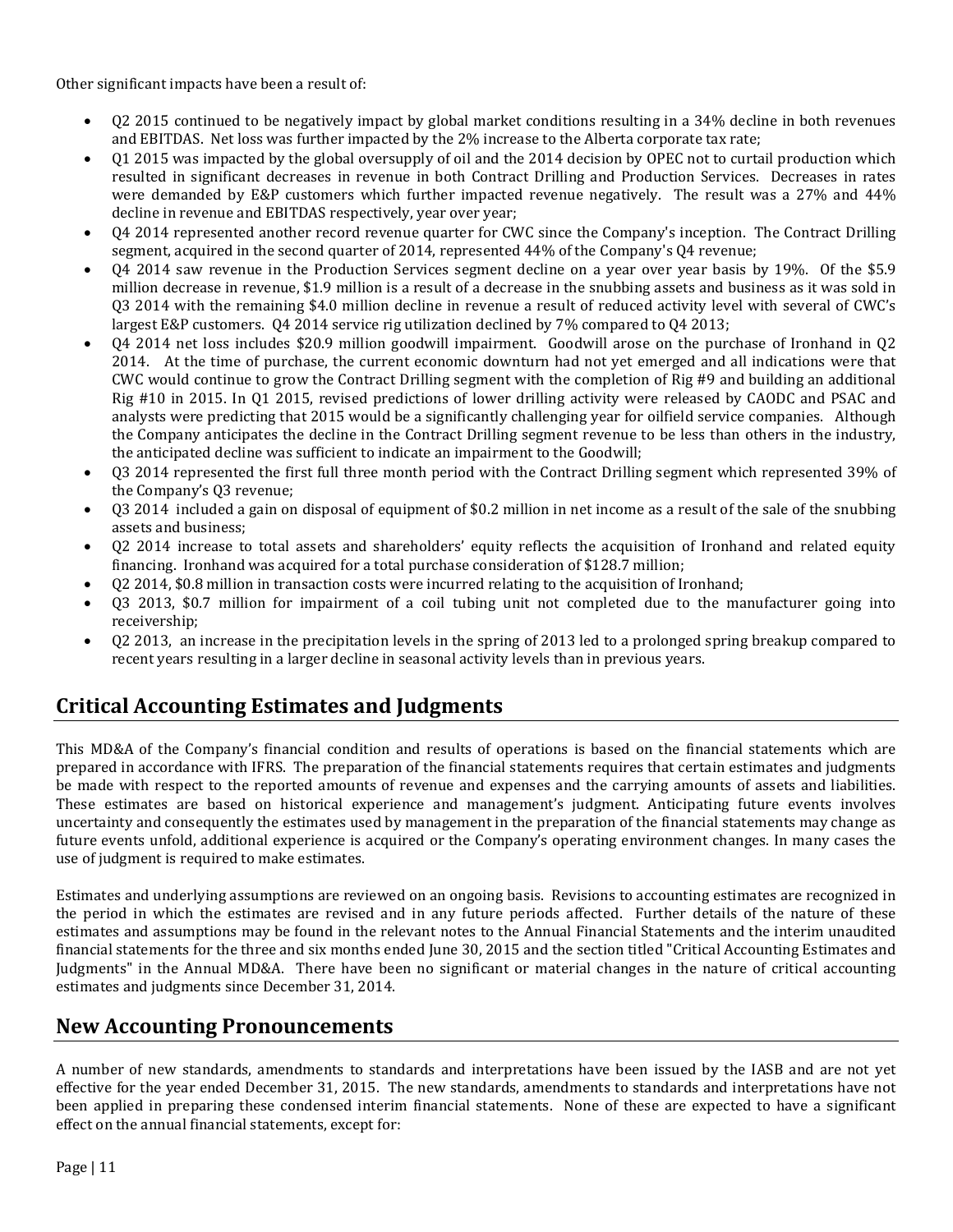Other significant impacts have been a result of:

- Q2 2015 continued to be negatively impact by global market conditions resulting in a 34% decline in both revenues and EBITDAS. Net loss was further impacted by the 2% increase to the Alberta corporate tax rate;
- Q1 2015 was impacted by the global oversupply of oil and the 2014 decision by OPEC not to curtail production which resulted in significant decreases in revenue in both Contract Drilling and Production Services. Decreases in rates were demanded by E&P customers which further impacted revenue negatively. The result was a 27% and 44% decline in revenue and EBITDAS respectively, year over year;
- Q4 2014 represented another record revenue quarter for CWC since the Company's inception. The Contract Drilling segment, acquired in the second quarter of 2014, represented 44% of the Company's Q4 revenue;
- Q4 2014 saw revenue in the Production Services segment decline on a year over year basis by 19%. Of the $5.9 million decrease in revenue, $1.9 million is a result of a decrease in the snubbing assets and business as it was sold in Q3 2014 with the remaining $4.0 million decline in revenue a result of reduced activity level with several of CWC's largest E&P customers. Q4 2014 service rig utilization declined by 7% compared to Q4 2013;
- Q4 2014 net loss includes $20.9 million goodwill impairment. Goodwill arose on the purchase of Ironhand in Q2 2014. At the time of purchase, the current economic downturn had not yet emerged and all indications were that CWC would continue to grow the Contract Drilling segment with the completion of Rig #9 and building an additional Rig #10 in 2015. In Q1 2015, revised predictions of lower drilling activity were released by CAODC and PSAC and analysts were predicting that 2015 would be a significantly challenging year for oilfield service companies. Although the Company anticipates the decline in the Contract Drilling segment revenue to be less than others in the industry, the anticipated decline was sufficient to indicate an impairment to the Goodwill;
- Q3 2014 represented the first full three month period with the Contract Drilling segment which represented 39% of the Company's Q3 revenue;
- Q3 2014 included a gain on disposal of equipment of $0.2 million in net income as a result of the sale of the snubbing assets and business;
- Q2 2014 increase to total assets and shareholders' equity reflects the acquisition of Ironhand and related equity financing. Ironhand was acquired for a total purchase consideration of $128.7 million;
- Q2 2014, $0.8 million in transaction costs were incurred relating to the acquisition of Ironhand;
- Q3 2013, $0.7 million for impairment of a coil tubing unit not completed due to the manufacturer going into receivership;
- Q2 2013, an increase in the precipitation levels in the spring of 2013 led to a prolonged spring breakup compared to recent years resulting in a larger decline in seasonal activity levels than in previous years.

## Critical Accounting Estimates and Judgments

This MD&A of the Company's financial condition and results of operations is based on the financial statements which are prepared in accordance with IFRS. The preparation of the financial statements requires that certain estimates and judgments be made with respect to the reported amounts of revenue and expenses and the carrying amounts of assets and liabilities. These estimates are based on historical experience and management's judgment. Anticipating future events involves uncertainty and consequently the estimates used by management in the preparation of the financial statements may change as future events unfold, additional experience is acquired or the Company's operating environment changes. In many cases the use of judgment is required to make estimates.

Estimates and underlying assumptions are reviewed on an ongoing basis. Revisions to accounting estimates are recognized in the period in which the estimates are revised and in any future periods affected. Further details of the nature of these estimates and assumptions may be found in the relevant notes to the Annual Financial Statements and the interim unaudited financial statements for the three and six months ended June 30, 2015 and the section titled "Critical Accounting Estimates and Judgments" in the Annual MD&A. There have been no significant or material changes in the nature of critical accounting estimates and judgments since December 31, 2014.

## New Accounting Pronouncements

A number of new standards, amendments to standards and interpretations have been issued by the IASB and are not yet effective for the year ended December 31, 2015. The new standards, amendments to standards and interpretations have not been applied in preparing these condensed interim financial statements. None of these are expected to have a significant effect on the annual financial statements, except for: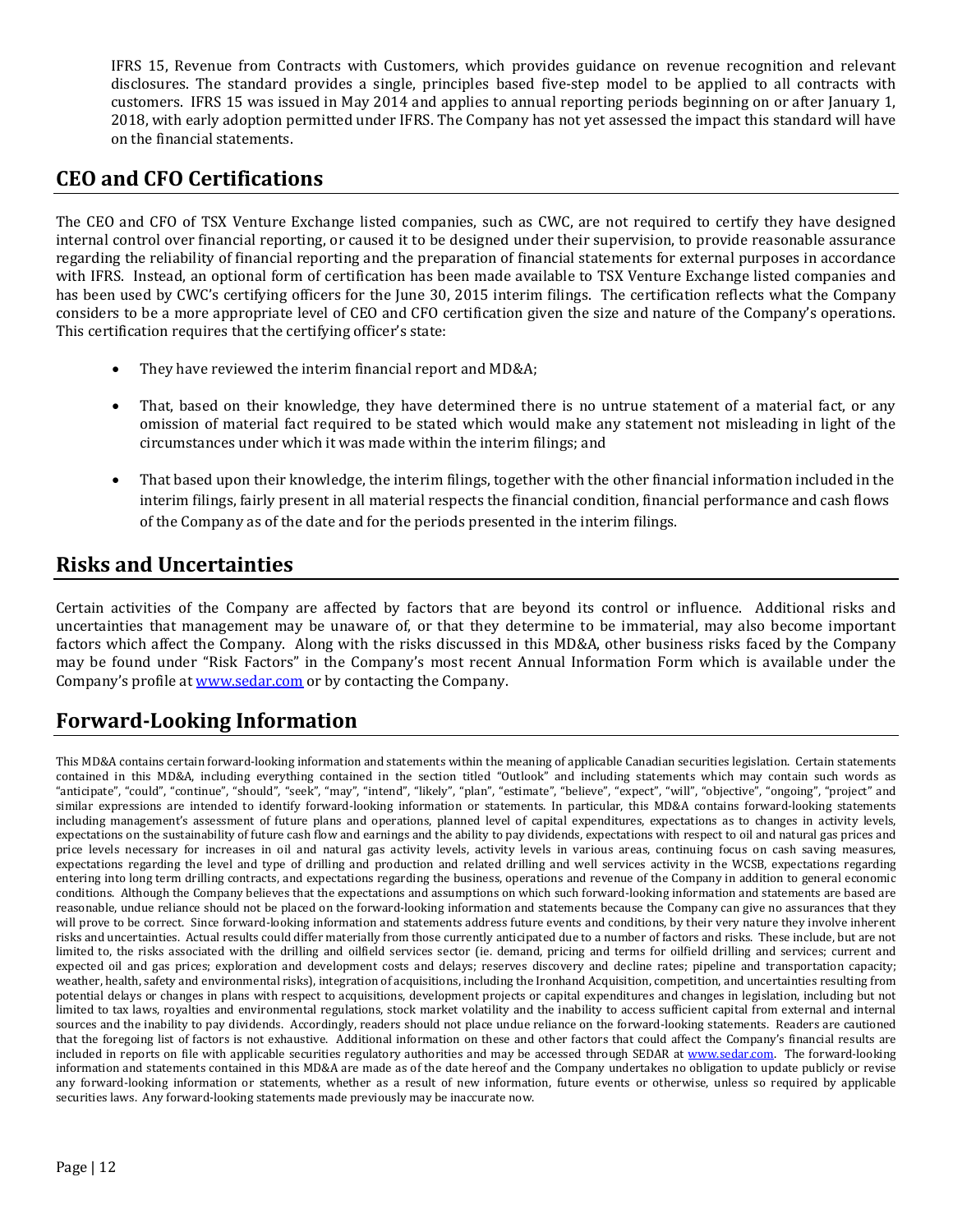IFRS 15, Revenue from Contracts with Customers, which provides guidance on revenue recognition and relevant disclosures. The standard provides a single, principles based five-step model to be applied to all contracts with customers. IFRS 15 was issued in May 2014 and applies to annual reporting periods beginning on or after January 1, 2018, with early adoption permitted under IFRS. The Company has not yet assessed the impact this standard will have on the financial statements.

## CEO and CFO Certifications

The CEO and CFO of TSX Venture Exchange listed companies, such as CWC, are not required to certify they have designed internal control over financial reporting, or caused it to be designed under their supervision, to provide reasonable assurance regarding the reliability of financial reporting and the preparation of financial statements for external purposes in accordance with IFRS. Instead, an optional form of certification has been made available to TSX Venture Exchange listed companies and has been used by CWC's certifying officers for the June 30, 2015 interim filings. The certification reflects what the Company considers to be a more appropriate level of CEO and CFO certification given the size and nature of the Company's operations. This certification requires that the certifying officer's state:

- They have reviewed the interim financial report and MD&A;
- That, based on their knowledge, they have determined there is no untrue statement of a material fact, or any omission of material fact required to be stated which would make any statement not misleading in light of the circumstances under which it was made within the interim filings; and
- That based upon their knowledge, the interim filings, together with the other financial information included in the interim filings, fairly present in all material respects the financial condition, financial performance and cash flows of the Company as of the date and for the periods presented in the interim filings.

## Risks and Uncertainties

Certain activities of the Company are affected by factors that are beyond its control or influence. Additional risks and uncertainties that management may be unaware of, or that they determine to be immaterial, may also become important factors which affect the Company. Along with the risks discussed in this MD&A, other business risks faced by the Company may be found under "Risk Factors" in the Company's most recent Annual Information Form which is available under the Company's profile at www.sedar.com or by contacting the Company.

## Forward-Looking Information

This MD&A contains certain forward-looking information and statements within the meaning of applicable Canadian securities legislation. Certain statements contained in this MD&A, including everything contained in the section titled "Outlook" and including statements which may contain such words as "anticipate", "could", "continue", "should", "seek", "may", "intend", "likely", "plan", "estimate", "believe", "expect", "will", "objective", "ongoing", "project" and similar expressions are intended to identify forward-looking information or statements. In particular, this MD&A contains forward-looking statements including management's assessment of future plans and operations, planned level of capital expenditures, expectations as to changes in activity levels, expectations on the sustainability of future cash flow and earnings and the ability to pay dividends, expectations with respect to oil and natural gas prices and price levels necessary for increases in oil and natural gas activity levels, activity levels in various areas, continuing focus on cash saving measures, expectations regarding the level and type of drilling and production and related drilling and well services activity in the WCSB, expectations regarding entering into long term drilling contracts, and expectations regarding the business, operations and revenue of the Company in addition to general economic conditions. Although the Company believes that the expectations and assumptions on which such forward-looking information and statements are based are reasonable, undue reliance should not be placed on the forward-looking information and statements because the Company can give no assurances that they will prove to be correct. Since forward-looking information and statements address future events and conditions, by their very nature they involve inherent risks and uncertainties. Actual results could differ materially from those currently anticipated due to a number of factors and risks. These include, but are not limited to, the risks associated with the drilling and oilfield services sector (ie. demand, pricing and terms for oilfield drilling and services; current and expected oil and gas prices; exploration and development costs and delays; reserves discovery and decline rates; pipeline and transportation capacity; weather, health, safety and environmental risks), integration of acquisitions, including the Ironhand Acquisition, competition, and uncertainties resulting from potential delays or changes in plans with respect to acquisitions, development projects or capital expenditures and changes in legislation, including but not limited to tax laws, royalties and environmental regulations, stock market volatility and the inability to access sufficient capital from external and internal sources and the inability to pay dividends. Accordingly, readers should not place undue reliance on the forward-looking statements. Readers are cautioned that the foregoing list of factors is not exhaustive. Additional information on these and other factors that could affect the Company's financial results are included in reports on file with applicable securities regulatory authorities and may be accessed through SEDAR at www.sedar.com. The forward-looking information and statements contained in this MD&A are made as of the date hereof and the Company undertakes no obligation to update publicly or revise any forward-looking information or statements, whether as a result of new information, future events or otherwise, unless so required by applicable securities laws. Any forward-looking statements made previously may be inaccurate now.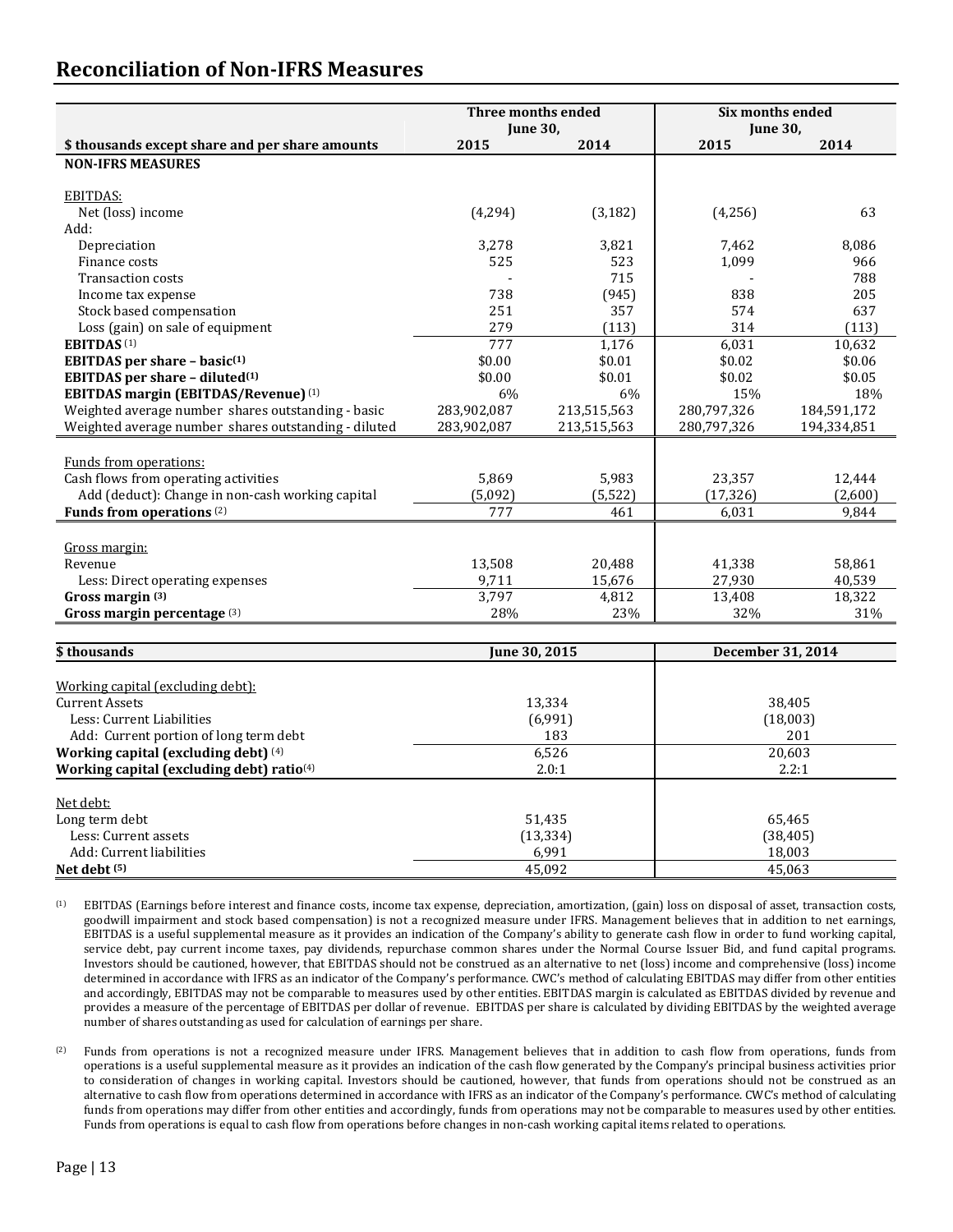## Reconciliation of Non-IFRS Measures

| | Three months ended June 30, | | Six months ended June 30, | |
|---|---|---|---|---|
| **$ thousands except share and per share amounts** | **2015** | **2014** | **2015** | **2014** |
| **NON-IFRS MEASURES** | | | | |
| EBITDAS: | | | | |
| Net (loss) income | (4,294) | (3,182) | (4,256) | 63 |
| Add: | | | | |
| Depreciation | 3,278 | 3,821 | 7,462 | 8,086 |
| Finance costs | 525 | 523 | 1,099 | 966 |
| Transaction costs | - | 715 | - | 788 |
| Income tax expense | 738 | (945) | 838 | 205 |
| Stock based compensation | 251 | 357 | 574 | 637 |
| Loss (gain) on sale of equipment | 279 | (113) | 314 | (113) |
| **EBITDAS** (1) | 777 | 1,176 | 6,031 | 10,632 |
| **EBITDAS per share – basic(1)** | $0.00 | $0.01 | $0.02 | $0.06 |
| **EBITDAS per share – diluted(1)** | $0.00 | $0.01 | $0.02 | $0.05 |
| **EBITDAS margin (EBITDAS/Revenue)** (1) | 6% | 6% | 15% | 18% |
| Weighted average number shares outstanding - basic | 283,902,087 | 213,515,563 | 280,797,326 | 184,591,172 |
| Weighted average number shares outstanding - diluted | 283,902,087 | 213,515,563 | 280,797,326 | 194,334,851 |
| Funds from operations: | | | | |
| Cash flows from operating activities | 5,869 | 5,983 | 23,357 | 12,444 |
| Add (deduct): Change in non-cash working capital | (5,092) | (5,522) | (17,326) | (2,600) |
| **Funds from operations** (2) | 777 | 461 | 6,031 | 9,844 |
| Gross margin: | | | | |
| Revenue | 13,508 | 20,488 | 41,338 | 58,861 |
| Less: Direct operating expenses | 9,711 | 15,676 | 27,930 | 40,539 |
| **Gross margin (3)** | 3,797 | 4,812 | 13,408 | 18,322 |
| **Gross margin percentage** (3) | 28% | 23% | 32% | 31% |

| **$ thousands** | **June 30, 2015** | **December 31, 2014** |
|---|---|---|
| Working capital (excluding debt): | | |
| Current Assets | 13,334 | 38,405 |
| Less: Current Liabilities | (6,991) | (18,003) |
| Add: Current portion of long term debt | 183 | 201 |
| **Working capital (excluding debt)** (4) | 6,526 | 20,603 |
| **Working capital (excluding debt) ratio**(4) | 2.0:1 | 2.2:1 |
| Net debt: | | |
| Long term debt | 51,435 | 65,465 |
| Less: Current assets | (13,334) | (38,405) |
| Add: Current liabilities | 6,991 | 18,003 |
| **Net debt (5)** | 45,092 | 45,063 |

(1) EBITDAS (Earnings before interest and finance costs, income tax expense, depreciation, amortization, (gain) loss on disposal of asset, transaction costs, goodwill impairment and stock based compensation) is not a recognized measure under IFRS. Management believes that in addition to net earnings, EBITDAS is a useful supplemental measure as it provides an indication of the Company's ability to generate cash flow in order to fund working capital, service debt, pay current income taxes, pay dividends, repurchase common shares under the Normal Course Issuer Bid, and fund capital programs. Investors should be cautioned, however, that EBITDAS should not be construed as an alternative to net (loss) income and comprehensive (loss) income determined in accordance with IFRS as an indicator of the Company's performance. CWC's method of calculating EBITDAS may differ from other entities and accordingly, EBITDAS may not be comparable to measures used by other entities. EBITDAS margin is calculated as EBITDAS divided by revenue and provides a measure of the percentage of EBITDAS per dollar of revenue. EBITDAS per share is calculated by dividing EBITDAS by the weighted average number of shares outstanding as used for calculation of earnings per share.

(2) Funds from operations is not a recognized measure under IFRS. Management believes that in addition to cash flow from operations, funds from operations is a useful supplemental measure as it provides an indication of the cash flow generated by the Company's principal business activities prior to consideration of changes in working capital. Investors should be cautioned, however, that funds from operations should not be construed as an alternative to cash flow from operations determined in accordance with IFRS as an indicator of the Company's performance. CWC's method of calculating funds from operations may differ from other entities and accordingly, funds from operations may not be comparable to measures used by other entities. Funds from operations is equal to cash flow from operations before changes in non-cash working capital items related to operations.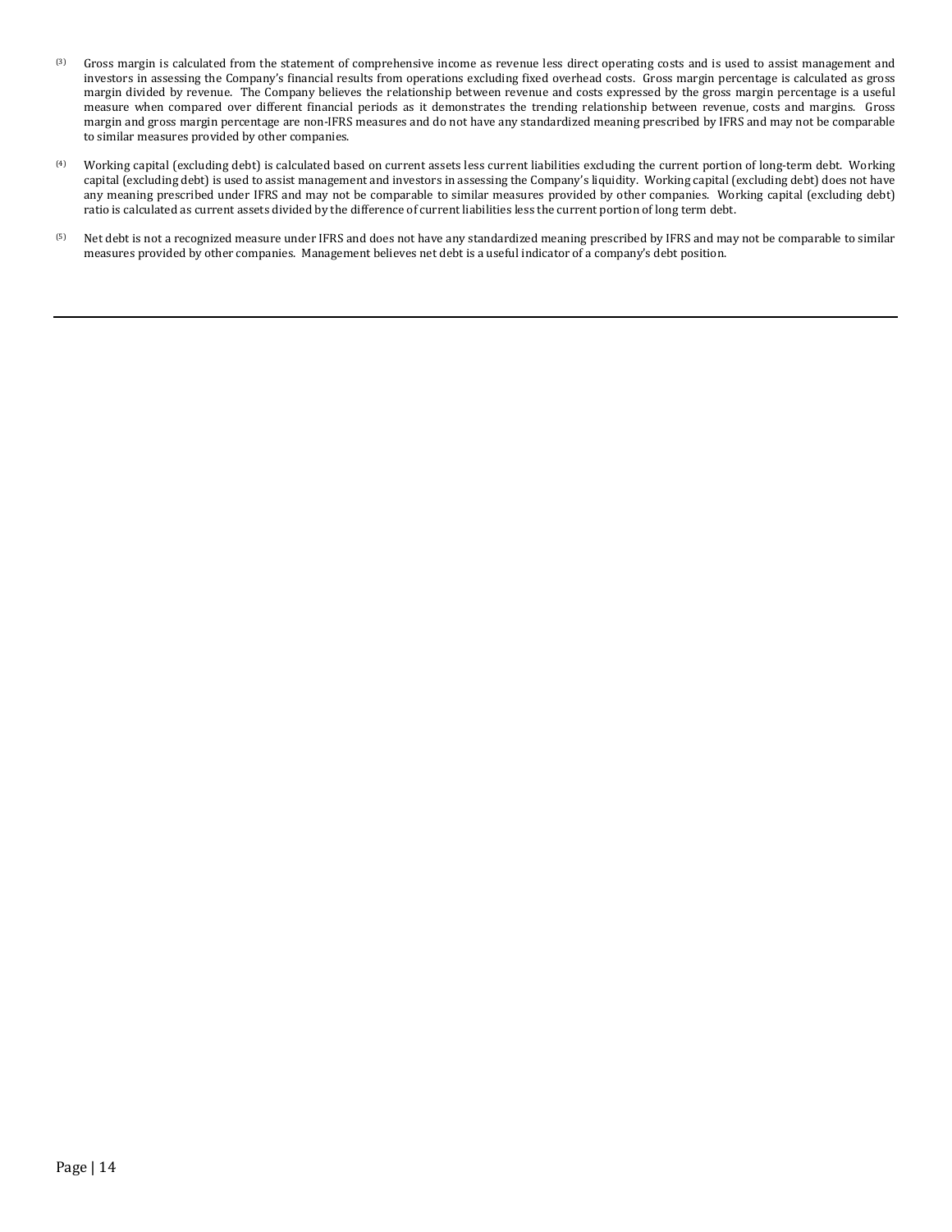[3] Gross margin is calculated from the statement of comprehensive income as revenue less direct operating costs and is used to assist management and investors in assessing the Company's financial results from operations excluding fixed overhead costs. Gross margin percentage is calculated as gross margin divided by revenue. The Company believes the relationship between revenue and costs expressed by the gross margin percentage is a useful measure when compared over different financial periods as it demonstrates the trending relationship between revenue, costs and margins. Gross margin and gross margin percentage are non-IFRS measures and do not have any standardized meaning prescribed by IFRS and may not be comparable to similar measures provided by other companies.

[4] Working capital (excluding debt) is calculated based on current assets less current liabilities excluding the current portion of long-term debt. Working capital (excluding debt) is used to assist management and investors in assessing the Company's liquidity. Working capital (excluding debt) does not have any meaning prescribed under IFRS and may not be comparable to similar measures provided by other companies. Working capital (excluding debt) ratio is calculated as current assets divided by the difference of current liabilities less the current portion of long term debt.

[5] Net debt is not a recognized measure under IFRS and does not have any standardized meaning prescribed by IFRS and may not be comparable to similar measures provided by other companies. Management believes net debt is a useful indicator of a company's debt position.